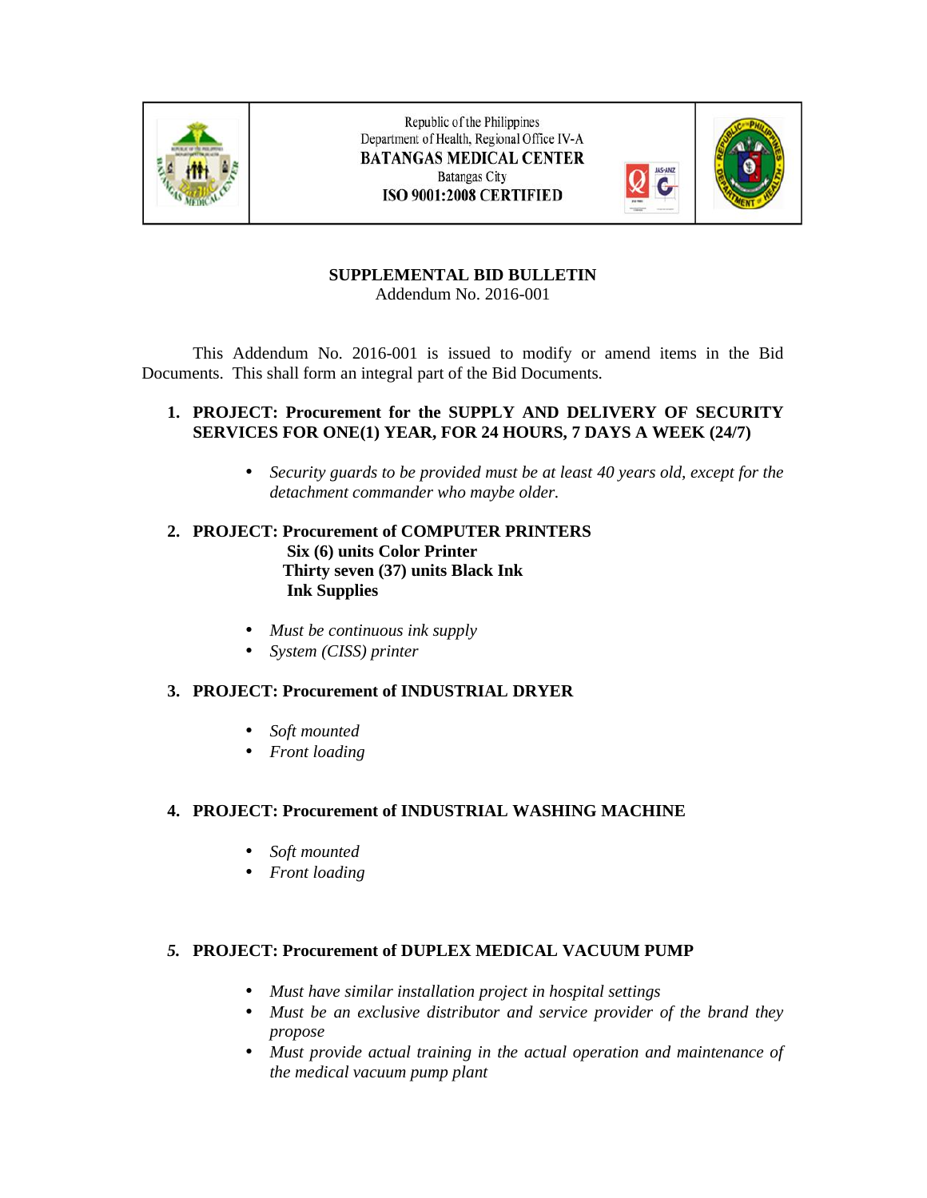Republic of the Philippines
Department of Health, Regional Office IV-A
**BATANGAS MEDICAL CENTER**
Batangas City
**ISO 9001:2008 CERTIFIED**

# SUPPLEMENTAL BID BULLETIN

Addendum No. 2016-001

This Addendum No. 2016-001 is issued to modify or amend items in the Bid Documents. This shall form an integral part of the Bid Documents.

1. **PROJECT: Procurement for the SUPPLY AND DELIVERY OF SECURITY SERVICES FOR ONE(1) YEAR, FOR 24 HOURS, 7 DAYS A WEEK (24/7)**

    - *Security guards to be provided must be at least 40 years old, except for the detachment commander who maybe older.*

2. **PROJECT: Procurement of COMPUTER PRINTERS**
    **Six (6) units Color Printer**
    **Thirty seven (37) units Black Ink**
    **Ink Supplies**

    - *Must be continuous ink supply*
    - *System (CISS) printer*

3. **PROJECT: Procurement of INDUSTRIAL DRYER**

    - *Soft mounted*
    - *Front loading*

4. **PROJECT: Procurement of INDUSTRIAL WASHING MACHINE**

    - *Soft mounted*
    - *Front loading*

5. **PROJECT: Procurement of DUPLEX MEDICAL VACUUM PUMP**

    - *Must have similar installation project in hospital settings*
    - *Must be an exclusive distributor and service provider of the brand they propose*
    - *Must provide actual training in the actual operation and maintenance of the medical vacuum pump plant*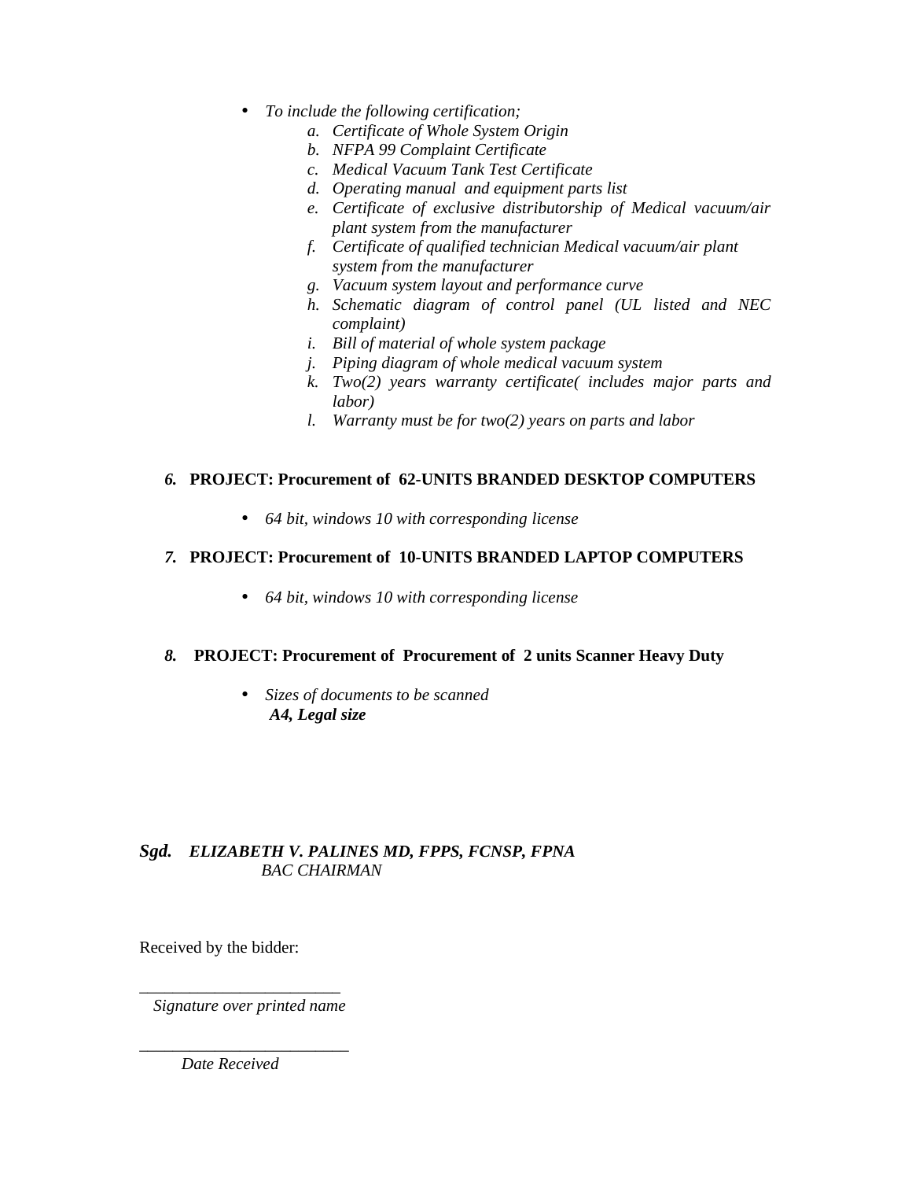- *To include the following certification;*
    a. *Certificate of Whole System Origin*
    b. *NFPA 99 Complaint Certificate*
    c. *Medical Vacuum Tank Test Certificate*
    d. *Operating manual and equipment parts list*
    e. *Certificate of exclusive distributorship of Medical vacuum/air plant system from the manufacturer*
    f. *Certificate of qualified technician Medical vacuum/air plant system from the manufacturer*
    g. *Vacuum system layout and performance curve*
    h. *Schematic diagram of control panel (UL listed and NEC complaint)*
    i. *Bill of material of whole system package*
    j. *Piping diagram of whole medical vacuum system*
    k. *Two(2) years warranty certificate( includes major parts and labor)*
    l. *Warranty must be for two(2) years on parts and labor*

***6.*** **PROJECT: Procurement of 62-UNITS BRANDED DESKTOP COMPUTERS**

- *64 bit, windows 10 with corresponding license*

***7.*** **PROJECT: Procurement of 10-UNITS BRANDED LAPTOP COMPUTERS**

- *64 bit, windows 10 with corresponding license*

***8.*** **PROJECT: Procurement of Procurement of 2 units Scanner Heavy Duty**

- *Sizes of documents to be scanned*
  ***A4, Legal size***

***Sgd. ELIZABETH V. PALINES MD, FPPS, FCNSP, FPNA***
*BAC CHAIRMAN*

Received by the bidder:

________________________
*Signature over printed name*

_________________________
*Date Received*